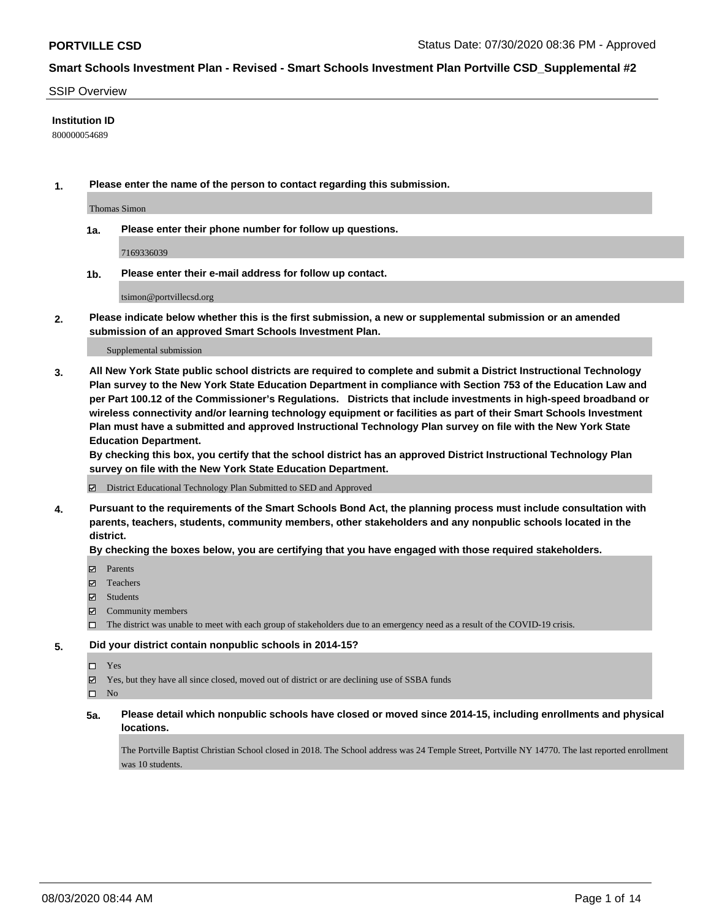# PORTVILLE CSD

Status Date: 07/30/2020 08:36 PM - Approved

## Smart Schools Investment Plan - Revised - Smart Schools Investment Plan Portville CSD_Supplemental #2

SSIP Overview

**Institution ID**

800000054689

**1. Please enter the name of the person to contact regarding this submission.**

Thomas Simon

**1a. Please enter their phone number for follow up questions.**

7169336039

**1b. Please enter their e-mail address for follow up contact.**

tsimon@portvillecsd.org

**2. Please indicate below whether this is the first submission, a new or supplemental submission or an amended submission of an approved Smart Schools Investment Plan.**

Supplemental submission

**3. All New York State public school districts are required to complete and submit a District Instructional Technology Plan survey to the New York State Education Department in compliance with Section 753 of the Education Law and per Part 100.12 of the Commissioner's Regulations. Districts that include investments in high-speed broadband or wireless connectivity and/or learning technology equipment or facilities as part of their Smart Schools Investment Plan must have a submitted and approved Instructional Technology Plan survey on file with the New York State Education Department.**

**By checking this box, you certify that the school district has an approved District Instructional Technology Plan survey on file with the New York State Education Department.**

- [x] District Educational Technology Plan Submitted to SED and Approved

**4. Pursuant to the requirements of the Smart Schools Bond Act, the planning process must include consultation with parents, teachers, students, community members, other stakeholders and any nonpublic schools located in the district.**

**By checking the boxes below, you are certifying that you have engaged with those required stakeholders.**

- [x] Parents
- [x] Teachers
- [x] Students
- [x] Community members
- [ ] The district was unable to meet with each group of stakeholders due to an emergency need as a result of the COVID-19 crisis.

**5. Did your district contain nonpublic schools in 2014-15?**

- [ ] Yes
- [x] Yes, but they have all since closed, moved out of district or are declining use of SSBA funds
- [ ] No

**5a. Please detail which nonpublic schools have closed or moved since 2014-15, including enrollments and physical locations.**

The Portville Baptist Christian School closed in 2018. The School address was 24 Temple Street, Portville NY 14770. The last reported enrollment was 10 students.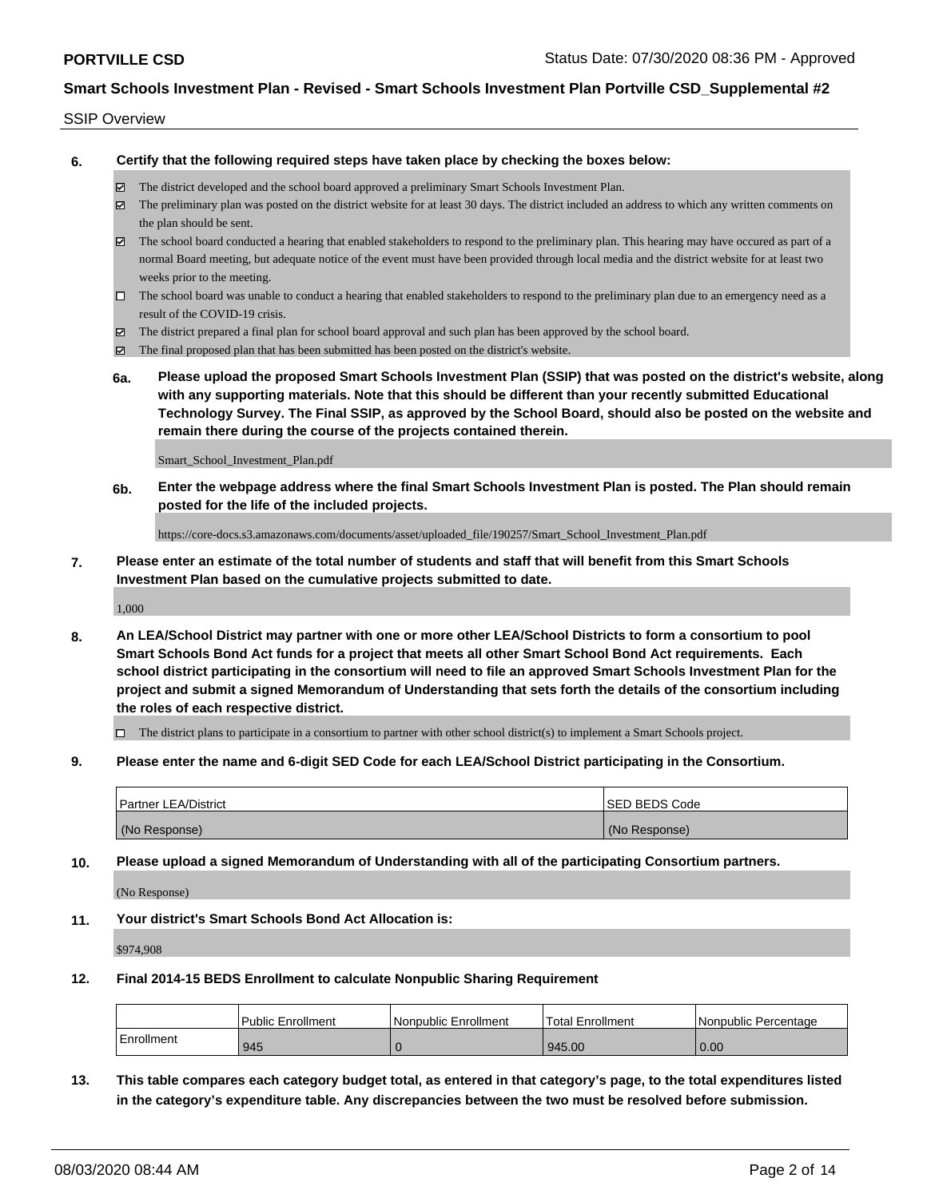## SSIP Overview

**6. Certify that the following required steps have taken place by checking the boxes below:**

- ☑ The district developed and the school board approved a preliminary Smart Schools Investment Plan.
- ☑ The preliminary plan was posted on the district website for at least 30 days. The district included an address to which any written comments on the plan should be sent.
- ☑ The school board conducted a hearing that enabled stakeholders to respond to the preliminary plan. This hearing may have occured as part of a normal Board meeting, but adequate notice of the event must have been provided through local media and the district website for at least two weeks prior to the meeting.
- ☐ The school board was unable to conduct a hearing that enabled stakeholders to respond to the preliminary plan due to an emergency need as a result of the COVID-19 crisis.
- ☑ The district prepared a final plan for school board approval and such plan has been approved by the school board.
- ☑ The final proposed plan that has been submitted has been posted on the district's website.

**6a. Please upload the proposed Smart Schools Investment Plan (SSIP) that was posted on the district's website, along with any supporting materials. Note that this should be different than your recently submitted Educational Technology Survey. The Final SSIP, as approved by the School Board, should also be posted on the website and remain there during the course of the projects contained therein.**

Smart_School_Investment_Plan.pdf

**6b. Enter the webpage address where the final Smart Schools Investment Plan is posted. The Plan should remain posted for the life of the included projects.**

https://core-docs.s3.amazonaws.com/documents/asset/uploaded_file/190257/Smart_School_Investment_Plan.pdf

**7. Please enter an estimate of the total number of students and staff that will benefit from this Smart Schools Investment Plan based on the cumulative projects submitted to date.**

1,000

**8. An LEA/School District may partner with one or more other LEA/School Districts to form a consortium to pool Smart Schools Bond Act funds for a project that meets all other Smart School Bond Act requirements. Each school district participating in the consortium will need to file an approved Smart Schools Investment Plan for the project and submit a signed Memorandum of Understanding that sets forth the details of the consortium including the roles of each respective district.**

- ☐ The district plans to participate in a consortium to partner with other school district(s) to implement a Smart Schools project.

**9. Please enter the name and 6-digit SED Code for each LEA/School District participating in the Consortium.**

| Partner LEA/District | SED BEDS Code |
|---|---|
| (No Response) | (No Response) |

**10. Please upload a signed Memorandum of Understanding with all of the participating Consortium partners.**

(No Response)

**11. Your district's Smart Schools Bond Act Allocation is:**

$974,908

**12. Final 2014-15 BEDS Enrollment to calculate Nonpublic Sharing Requirement**

| | Public Enrollment | Nonpublic Enrollment | Total Enrollment | Nonpublic Percentage |
|---|---|---|---|---|
| Enrollment | 945 | 0 | 945.00 | 0.00 |

**13. This table compares each category budget total, as entered in that category's page, to the total expenditures listed in the category's expenditure table. Any discrepancies between the two must be resolved before submission.**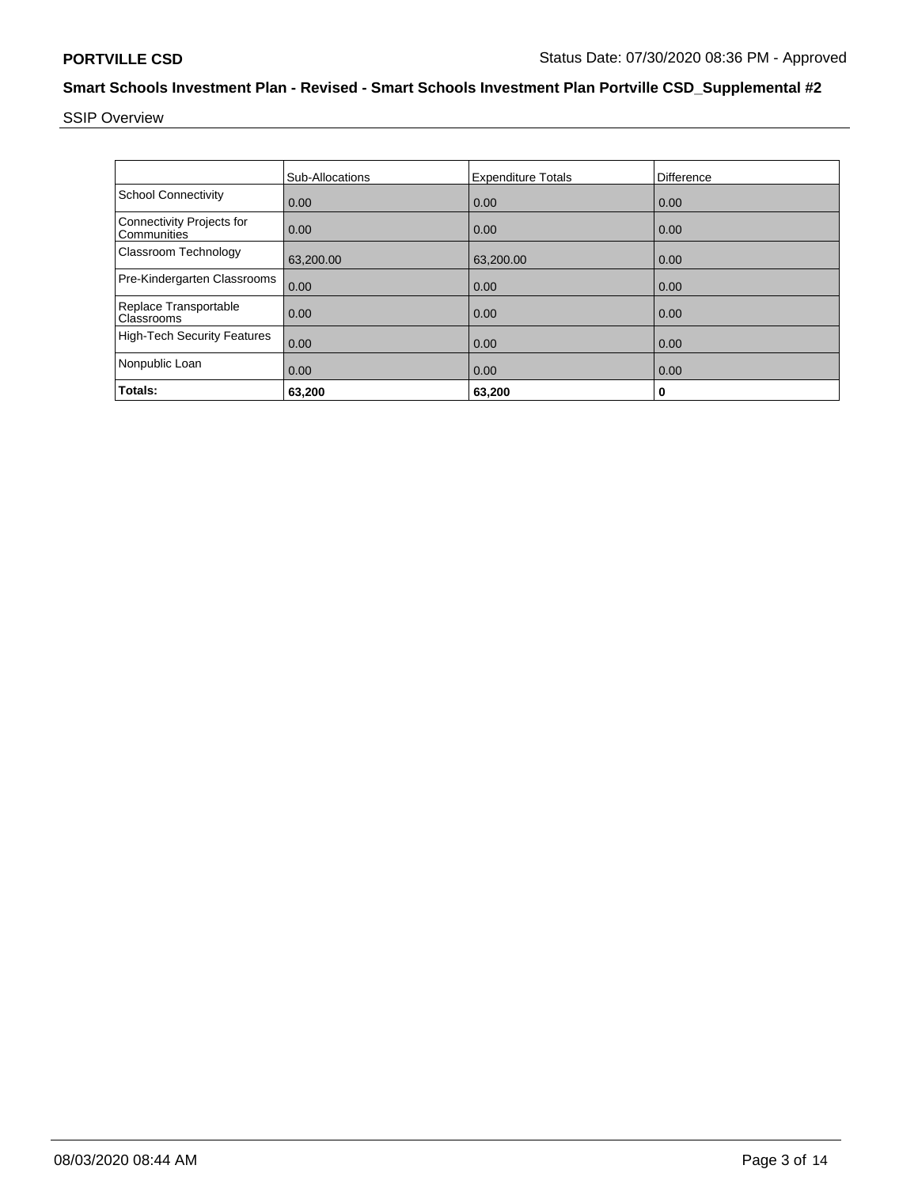## SSIP Overview

| | Sub-Allocations | Expenditure Totals | Difference |
|---|---|---|---|
| School Connectivity | 0.00 | 0.00 | 0.00 |
| Connectivity Projects for Communities | 0.00 | 0.00 | 0.00 |
| Classroom Technology | 63,200.00 | 63,200.00 | 0.00 |
| Pre-Kindergarten Classrooms | 0.00 | 0.00 | 0.00 |
| Replace Transportable Classrooms | 0.00 | 0.00 | 0.00 |
| High-Tech Security Features | 0.00 | 0.00 | 0.00 |
| Nonpublic Loan | 0.00 | 0.00 | 0.00 |
| **Totals:** | **63,200** | **63,200** | **0** |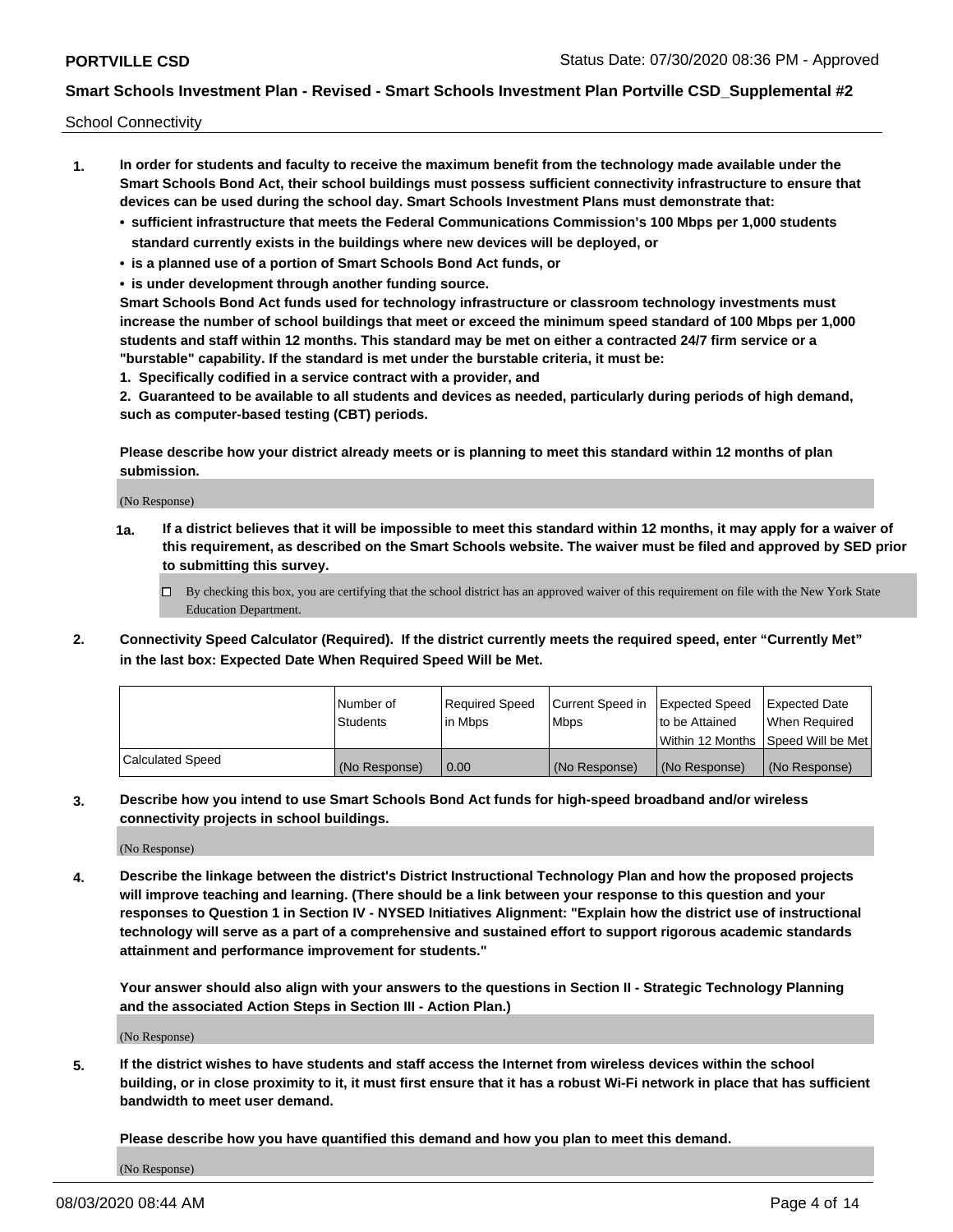School Connectivity

1. **In order for students and faculty to receive the maximum benefit from the technology made available under the Smart Schools Bond Act, their school buildings must possess sufficient connectivity infrastructure to ensure that devices can be used during the school day. Smart Schools Investment Plans must demonstrate that:**
   - **sufficient infrastructure that meets the Federal Communications Commission's 100 Mbps per 1,000 students standard currently exists in the buildings where new devices will be deployed, or**
   - **is a planned use of a portion of Smart Schools Bond Act funds, or**
   - **is under development through another funding source.**

   **Smart Schools Bond Act funds used for technology infrastructure or classroom technology investments must increase the number of school buildings that meet or exceed the minimum speed standard of 100 Mbps per 1,000 students and staff within 12 months. This standard may be met on either a contracted 24/7 firm service or a "burstable" capability. If the standard is met under the burstable criteria, it must be:**

   **1. Specifically codified in a service contract with a provider, and**

   **2. Guaranteed to be available to all students and devices as needed, particularly during periods of high demand, such as computer-based testing (CBT) periods.**

   **Please describe how your district already meets or is planning to meet this standard within 12 months of plan submission.**

   (No Response)

   **1a. If a district believes that it will be impossible to meet this standard within 12 months, it may apply for a waiver of this requirement, as described on the Smart Schools website. The waiver must be filed and approved by SED prior to submitting this survey.**

   ☐ By checking this box, you are certifying that the school district has an approved waiver of this requirement on file with the New York State Education Department.

2. **Connectivity Speed Calculator (Required). If the district currently meets the required speed, enter "Currently Met" in the last box: Expected Date When Required Speed Will be Met.**

| | Number of Students | Required Speed in Mbps | Current Speed in Mbps | Expected Speed to be Attained Within 12 Months | Expected Date When Required Speed Will be Met |
|---|---|---|---|---|---|
| Calculated Speed | (No Response) | 0.00 | (No Response) | (No Response) | (No Response) |

3. **Describe how you intend to use Smart Schools Bond Act funds for high-speed broadband and/or wireless connectivity projects in school buildings.**

   (No Response)

4. **Describe the linkage between the district's District Instructional Technology Plan and how the proposed projects will improve teaching and learning. (There should be a link between your response to this question and your responses to Question 1 in Section IV - NYSED Initiatives Alignment: "Explain how the district use of instructional technology will serve as a part of a comprehensive and sustained effort to support rigorous academic standards attainment and performance improvement for students."**

   **Your answer should also align with your answers to the questions in Section II - Strategic Technology Planning and the associated Action Steps in Section III - Action Plan.)**

   (No Response)

5. **If the district wishes to have students and staff access the Internet from wireless devices within the school building, or in close proximity to it, it must first ensure that it has a robust Wi-Fi network in place that has sufficient bandwidth to meet user demand.**

   **Please describe how you have quantified this demand and how you plan to meet this demand.**

   (No Response)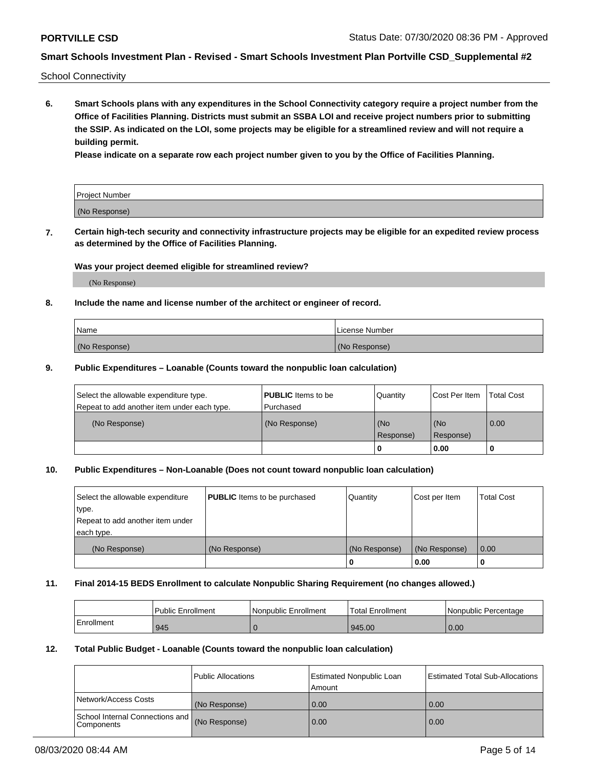School Connectivity

**6. Smart Schools plans with any expenditures in the School Connectivity category require a project number from the Office of Facilities Planning. Districts must submit an SSBA LOI and receive project numbers prior to submitting the SSIP. As indicated on the LOI, some projects may be eligible for a streamlined review and will not require a building permit.**

**Please indicate on a separate row each project number given to you by the Office of Facilities Planning.**

| Project Number |
| --- |
| (No Response) |

**7. Certain high-tech security and connectivity infrastructure projects may be eligible for an expedited review process as determined by the Office of Facilities Planning.**

**Was your project deemed eligible for streamlined review?**

(No Response)

**8. Include the name and license number of the architect or engineer of record.**

| Name | License Number |
| --- | --- |
| (No Response) | (No Response) |

**9. Public Expenditures – Loanable (Counts toward the nonpublic loan calculation)**

| Select the allowable expenditure type. Repeat to add another item under each type. | **PUBLIC** Items to be Purchased | Quantity | Cost Per Item | Total Cost |
| --- | --- | --- | --- | --- |
| (No Response) | (No Response) | (No Response) | (No Response) | 0.00 |
| | | **0** | **0.00** | **0** |

**10. Public Expenditures – Non-Loanable (Does not count toward nonpublic loan calculation)**

| Select the allowable expenditure type. Repeat to add another item under each type. | **PUBLIC** Items to be purchased | Quantity | Cost per Item | Total Cost |
| --- | --- | --- | --- | --- |
| (No Response) | (No Response) | (No Response) | (No Response) | 0.00 |
| | | **0** | **0.00** | **0** |

**11. Final 2014-15 BEDS Enrollment to calculate Nonpublic Sharing Requirement (no changes allowed.)**

| | Public Enrollment | Nonpublic Enrollment | Total Enrollment | Nonpublic Percentage |
| --- | --- | --- | --- | --- |
| Enrollment | 945 | 0 | 945.00 | 0.00 |

**12. Total Public Budget - Loanable (Counts toward the nonpublic loan calculation)**

| | Public Allocations | Estimated Nonpublic Loan Amount | Estimated Total Sub-Allocations |
| --- | --- | --- | --- |
| Network/Access Costs | (No Response) | 0.00 | 0.00 |
| School Internal Connections and Components | (No Response) | 0.00 | 0.00 |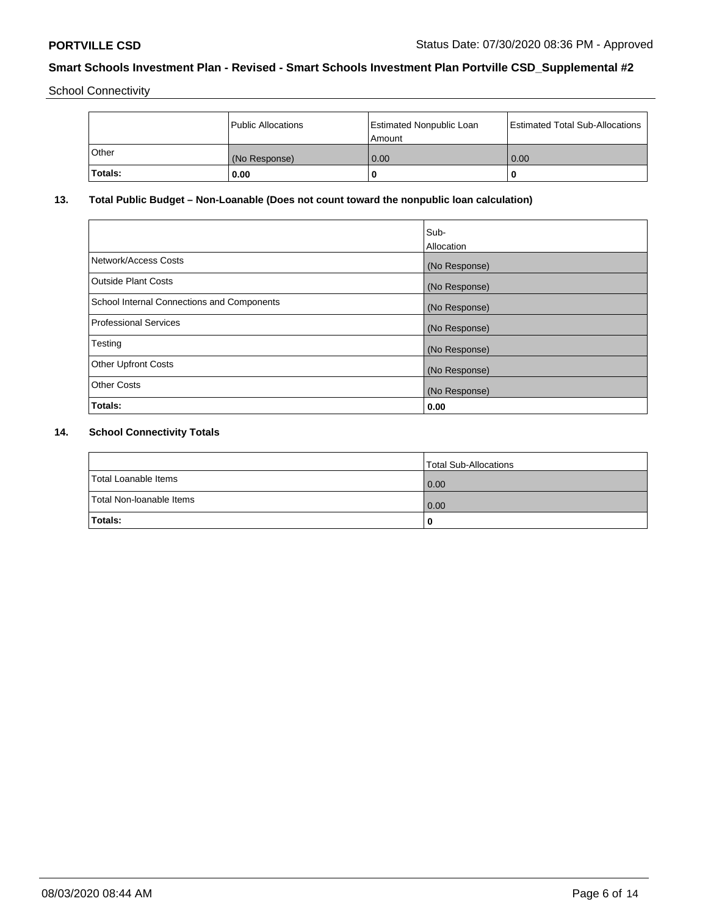School Connectivity

| | Public Allocations | Estimated Nonpublic Loan Amount | Estimated Total Sub-Allocations |
|---|---|---|---|
| Other | (No Response) | 0.00 | 0.00 |
| **Totals:** | **0.00** | **0** | **0** |

## 13. Total Public Budget – Non-Loanable (Does not count toward the nonpublic loan calculation)

| | Sub-Allocation |
|---|---|
| Network/Access Costs | (No Response) |
| Outside Plant Costs | (No Response) |
| School Internal Connections and Components | (No Response) |
| Professional Services | (No Response) |
| Testing | (No Response) |
| Other Upfront Costs | (No Response) |
| Other Costs | (No Response) |
| **Totals:** | **0.00** |

## 14. School Connectivity Totals

| | Total Sub-Allocations |
|---|---|
| Total Loanable Items | 0.00 |
| Total Non-loanable Items | 0.00 |
| **Totals:** | **0** |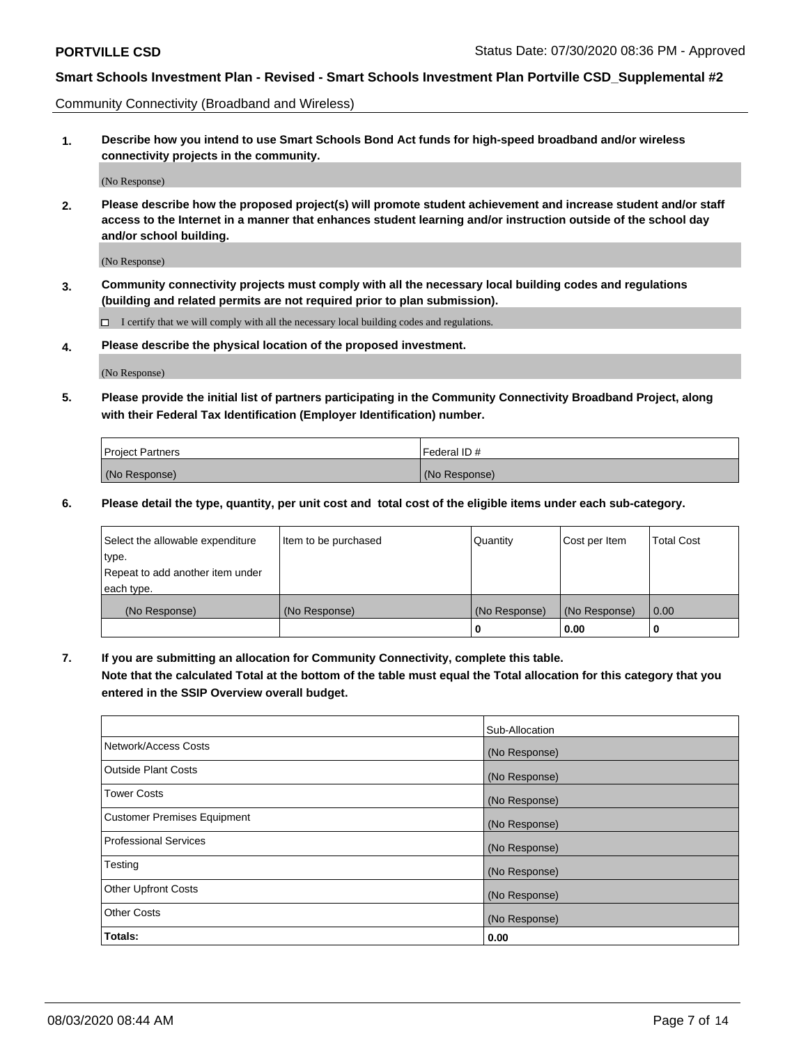Community Connectivity (Broadband and Wireless)

**1. Describe how you intend to use Smart Schools Bond Act funds for high-speed broadband and/or wireless connectivity projects in the community.**

(No Response)

**2. Please describe how the proposed project(s) will promote student achievement and increase student and/or staff access to the Internet in a manner that enhances student learning and/or instruction outside of the school day and/or school building.**

(No Response)

**3. Community connectivity projects must comply with all the necessary local building codes and regulations (building and related permits are not required prior to plan submission).**

☐ I certify that we will comply with all the necessary local building codes and regulations.

**4. Please describe the physical location of the proposed investment.**

(No Response)

**5. Please provide the initial list of partners participating in the Community Connectivity Broadband Project, along with their Federal Tax Identification (Employer Identification) number.**

| Project Partners | Federal ID # |
|---|---|
| (No Response) | (No Response) |

**6. Please detail the type, quantity, per unit cost and total cost of the eligible items under each sub-category.**

| Select the allowable expenditure type. Repeat to add another item under each type. | Item to be purchased | Quantity | Cost per Item | Total Cost |
|---|---|---|---|---|
| (No Response) | (No Response) | (No Response) | (No Response) | 0.00 |
| | | **0** | **0.00** | **0** |

**7. If you are submitting an allocation for Community Connectivity, complete this table. Note that the calculated Total at the bottom of the table must equal the Total allocation for this category that you entered in the SSIP Overview overall budget.**

| | Sub-Allocation |
|---|---|
| Network/Access Costs | (No Response) |
| Outside Plant Costs | (No Response) |
| Tower Costs | (No Response) |
| Customer Premises Equipment | (No Response) |
| Professional Services | (No Response) |
| Testing | (No Response) |
| Other Upfront Costs | (No Response) |
| Other Costs | (No Response) |
| **Totals:** | **0.00** |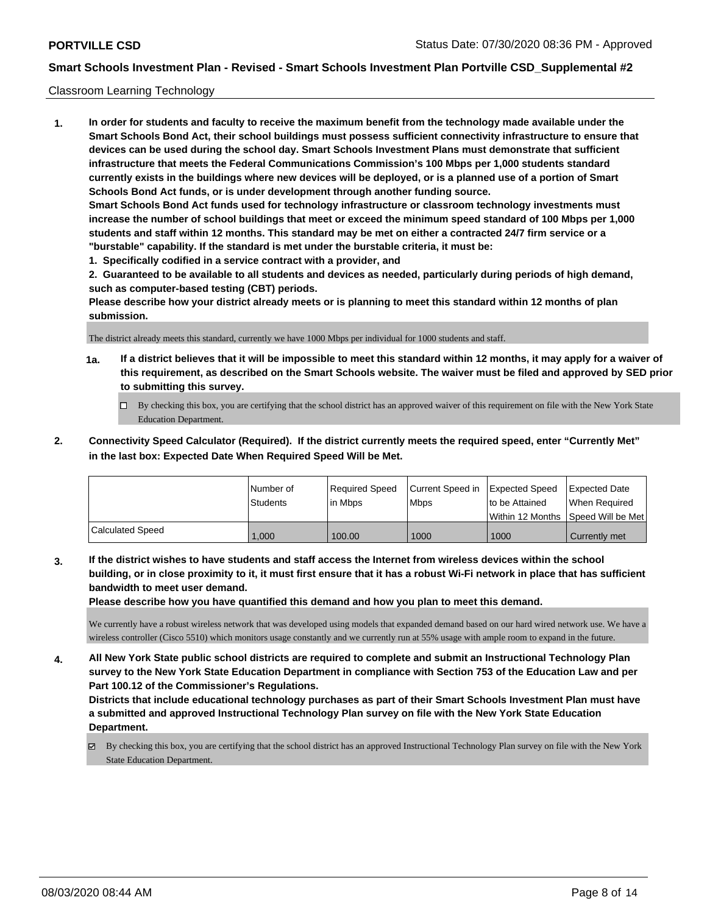Classroom Learning Technology

**1. In order for students and faculty to receive the maximum benefit from the technology made available under the Smart Schools Bond Act, their school buildings must possess sufficient connectivity infrastructure to ensure that devices can be used during the school day. Smart Schools Investment Plans must demonstrate that sufficient infrastructure that meets the Federal Communications Commission's 100 Mbps per 1,000 students standard currently exists in the buildings where new devices will be deployed, or is a planned use of a portion of Smart Schools Bond Act funds, or is under development through another funding source.**

**Smart Schools Bond Act funds used for technology infrastructure or classroom technology investments must increase the number of school buildings that meet or exceed the minimum speed standard of 100 Mbps per 1,000 students and staff within 12 months. This standard may be met on either a contracted 24/7 firm service or a "burstable" capability. If the standard is met under the burstable criteria, it must be:**

**1. Specifically codified in a service contract with a provider, and**

**2. Guaranteed to be available to all students and devices as needed, particularly during periods of high demand, such as computer-based testing (CBT) periods.**

**Please describe how your district already meets or is planning to meet this standard within 12 months of plan submission.**

The district already meets this standard, currently we have 1000 Mbps per individual for 1000 students and staff.

**1a. If a district believes that it will be impossible to meet this standard within 12 months, it may apply for a waiver of this requirement, as described on the Smart Schools website. The waiver must be filed and approved by SED prior to submitting this survey.**

- ☐ By checking this box, you are certifying that the school district has an approved waiver of this requirement on file with the New York State Education Department.

**2. Connectivity Speed Calculator (Required). If the district currently meets the required speed, enter "Currently Met" in the last box: Expected Date When Required Speed Will be Met.**

| | Number of Students | Required Speed in Mbps | Current Speed in Mbps | Expected Speed to be Attained Within 12 Months | Expected Date When Required Speed Will be Met |
|---|---|---|---|---|---|
| Calculated Speed | 1,000 | 100.00 | 1000 | 1000 | Currently met |

**3. If the district wishes to have students and staff access the Internet from wireless devices within the school building, or in close proximity to it, it must first ensure that it has a robust Wi-Fi network in place that has sufficient bandwidth to meet user demand.**

**Please describe how you have quantified this demand and how you plan to meet this demand.**

We currently have a robust wireless network that was developed using models that expanded demand based on our hard wired network use. We have a wireless controller (Cisco 5510) which monitors usage constantly and we currently run at 55% usage with ample room to expand in the future.

**4. All New York State public school districts are required to complete and submit an Instructional Technology Plan survey to the New York State Education Department in compliance with Section 753 of the Education Law and per Part 100.12 of the Commissioner's Regulations.**

**Districts that include educational technology purchases as part of their Smart Schools Investment Plan must have a submitted and approved Instructional Technology Plan survey on file with the New York State Education Department.**

- ☑ By checking this box, you are certifying that the school district has an approved Instructional Technology Plan survey on file with the New York State Education Department.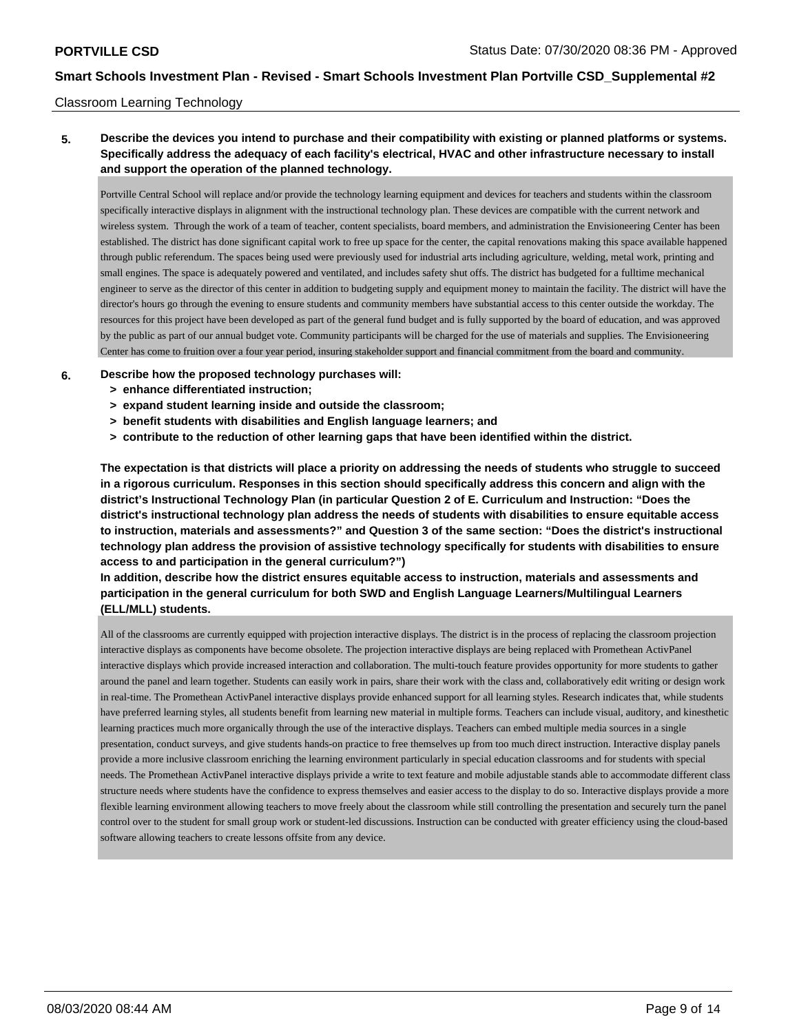Classroom Learning Technology

**5. Describe the devices you intend to purchase and their compatibility with existing or planned platforms or systems. Specifically address the adequacy of each facility's electrical, HVAC and other infrastructure necessary to install and support the operation of the planned technology.**

Portville Central School will replace and/or provide the technology learning equipment and devices for teachers and students within the classroom specifically interactive displays in alignment with the instructional technology plan. These devices are compatible with the current network and wireless system. Through the work of a team of teacher, content specialists, board members, and administration the Envisioneering Center has been established. The district has done significant capital work to free up space for the center, the capital renovations making this space available happened through public referendum. The spaces being used were previously used for industrial arts including agriculture, welding, metal work, printing and small engines. The space is adequately powered and ventilated, and includes safety shut offs. The district has budgeted for a fulltime mechanical engineer to serve as the director of this center in addition to budgeting supply and equipment money to maintain the facility. The district will have the director's hours go through the evening to ensure students and community members have substantial access to this center outside the workday. The resources for this project have been developed as part of the general fund budget and is fully supported by the board of education, and was approved by the public as part of our annual budget vote. Community participants will be charged for the use of materials and supplies. The Envisioneering Center has come to fruition over a four year period, insuring stakeholder support and financial commitment from the board and community.

**6. Describe how the proposed technology purchases will:**
- **> enhance differentiated instruction;**
- **> expand student learning inside and outside the classroom;**
- **> benefit students with disabilities and English language learners; and**
- **> contribute to the reduction of other learning gaps that have been identified within the district.**

**The expectation is that districts will place a priority on addressing the needs of students who struggle to succeed in a rigorous curriculum. Responses in this section should specifically address this concern and align with the district's Instructional Technology Plan (in particular Question 2 of E. Curriculum and Instruction: "Does the district's instructional technology plan address the needs of students with disabilities to ensure equitable access to instruction, materials and assessments?" and Question 3 of the same section: "Does the district's instructional technology plan address the provision of assistive technology specifically for students with disabilities to ensure access to and participation in the general curriculum?")**

**In addition, describe how the district ensures equitable access to instruction, materials and assessments and participation in the general curriculum for both SWD and English Language Learners/Multilingual Learners (ELL/MLL) students.**

All of the classrooms are currently equipped with projection interactive displays. The district is in the process of replacing the classroom projection interactive displays as components have become obsolete. The projection interactive displays are being replaced with Promethean ActivPanel interactive displays which provide increased interaction and collaboration. The multi-touch feature provides opportunity for more students to gather around the panel and learn together. Students can easily work in pairs, share their work with the class and, collaboratively edit writing or design work in real-time. The Promethean ActivPanel interactive displays provide enhanced support for all learning styles. Research indicates that, while students have preferred learning styles, all students benefit from learning new material in multiple forms. Teachers can include visual, auditory, and kinesthetic learning practices much more organically through the use of the interactive displays. Teachers can embed multiple media sources in a single presentation, conduct surveys, and give students hands-on practice to free themselves up from too much direct instruction. Interactive display panels provide a more inclusive classroom enriching the learning environment particularly in special education classrooms and for students with special needs. The Promethean ActivPanel interactive displays privide a write to text feature and mobile adjustable stands able to accommodate different class structure needs where students have the confidence to express themselves and easier access to the display to do so. Interactive displays provide a more flexible learning environment allowing teachers to move freely about the classroom while still controlling the presentation and securely turn the panel control over to the student for small group work or student-led discussions. Instruction can be conducted with greater efficiency using the cloud-based software allowing teachers to create lessons offsite from any device.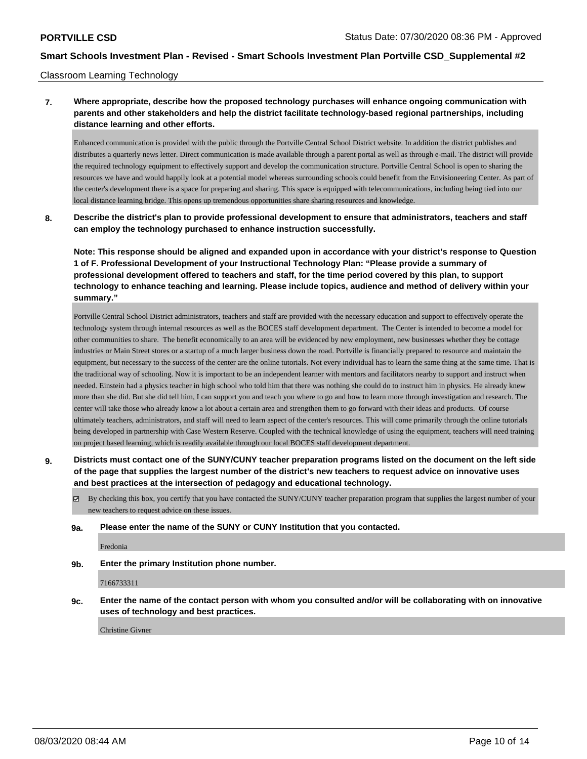Classroom Learning Technology

**7. Where appropriate, describe how the proposed technology purchases will enhance ongoing communication with parents and other stakeholders and help the district facilitate technology-based regional partnerships, including distance learning and other efforts.**

Enhanced communication is provided with the public through the Portville Central School District website. In addition the district publishes and distributes a quarterly news letter. Direct communication is made available through a parent portal as well as through e-mail. The district will provide the required technology equipment to effectively support and develop the communication structure. Portville Central School is open to sharing the resources we have and would happily look at a potential model whereas surrounding schools could benefit from the Envisioneering Center. As part of the center's development there is a space for preparing and sharing. This space is equipped with telecommunications, including being tied into our local distance learning bridge. This opens up tremendous opportunities share sharing resources and knowledge.

**8. Describe the district's plan to provide professional development to ensure that administrators, teachers and staff can employ the technology purchased to enhance instruction successfully.**

**Note: This response should be aligned and expanded upon in accordance with your district's response to Question 1 of F. Professional Development of your Instructional Technology Plan: "Please provide a summary of professional development offered to teachers and staff, for the time period covered by this plan, to support technology to enhance teaching and learning. Please include topics, audience and method of delivery within your summary."**

Portville Central School District administrators, teachers and staff are provided with the necessary education and support to effectively operate the technology system through internal resources as well as the BOCES staff development department. The Center is intended to become a model for other communities to share. The benefit economically to an area will be evidenced by new employment, new businesses whether they be cottage industries or Main Street stores or a startup of a much larger business down the road. Portville is financially prepared to resource and maintain the equipment, but necessary to the success of the center are the online tutorials. Not every individual has to learn the same thing at the same time. That is the traditional way of schooling. Now it is important to be an independent learner with mentors and facilitators nearby to support and instruct when needed. Einstein had a physics teacher in high school who told him that there was nothing she could do to instruct him in physics. He already knew more than she did. But she did tell him, I can support you and teach you where to go and how to learn more through investigation and research. The center will take those who already know a lot about a certain area and strengthen them to go forward with their ideas and products. Of course ultimately teachers, administrators, and staff will need to learn aspect of the center's resources. This will come primarily through the online tutorials being developed in partnership with Case Western Reserve. Coupled with the technical knowledge of using the equipment, teachers will need training on project based learning, which is readily available through our local BOCES staff development department.

**9. Districts must contact one of the SUNY/CUNY teacher preparation programs listed on the document on the left side of the page that supplies the largest number of the district's new teachers to request advice on innovative uses and best practices at the intersection of pedagogy and educational technology.**

☑ By checking this box, you certify that you have contacted the SUNY/CUNY teacher preparation program that supplies the largest number of your new teachers to request advice on these issues.

**9a. Please enter the name of the SUNY or CUNY Institution that you contacted.**

Fredonia

**9b. Enter the primary Institution phone number.**

7166733311

**9c. Enter the name of the contact person with whom you consulted and/or will be collaborating with on innovative uses of technology and best practices.**

Christine Givner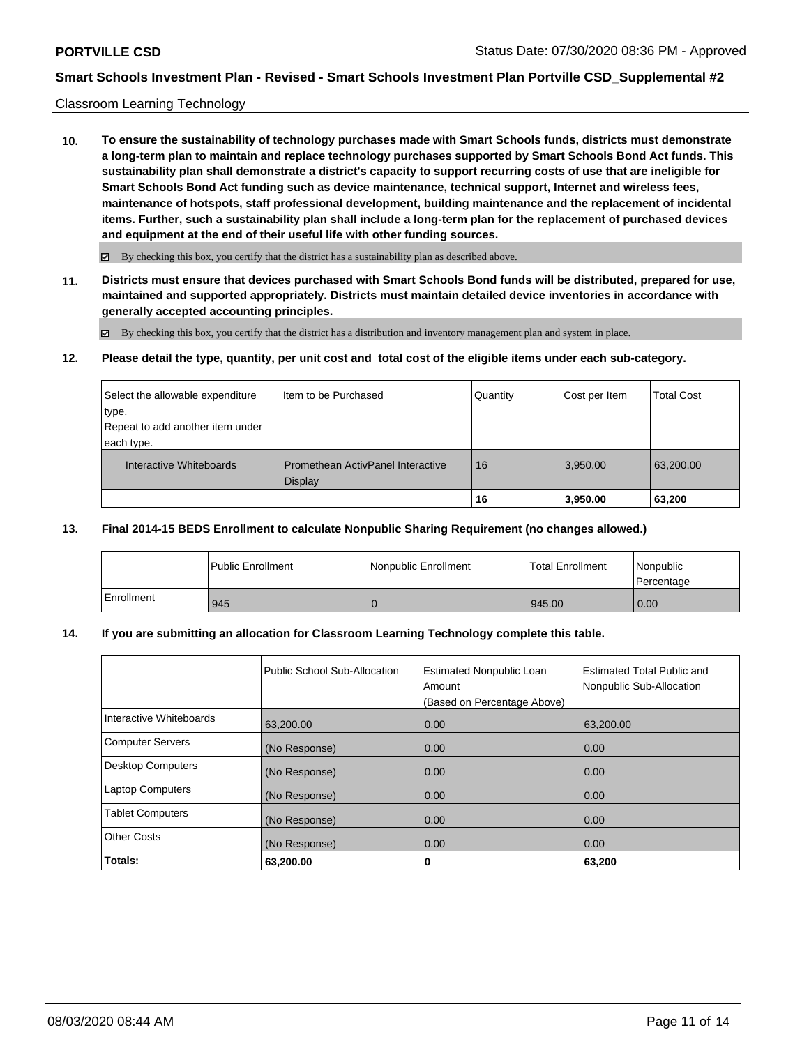Classroom Learning Technology

**10. To ensure the sustainability of technology purchases made with Smart Schools funds, districts must demonstrate a long-term plan to maintain and replace technology purchases supported by Smart Schools Bond Act funds. This sustainability plan shall demonstrate a district's capacity to support recurring costs of use that are ineligible for Smart Schools Bond Act funding such as device maintenance, technical support, Internet and wireless fees, maintenance of hotspots, staff professional development, building maintenance and the replacement of incidental items. Further, such a sustainability plan shall include a long-term plan for the replacement of purchased devices and equipment at the end of their useful life with other funding sources.**

☑ By checking this box, you certify that the district has a sustainability plan as described above.

**11. Districts must ensure that devices purchased with Smart Schools Bond funds will be distributed, prepared for use, maintained and supported appropriately. Districts must maintain detailed device inventories in accordance with generally accepted accounting principles.**

☑ By checking this box, you certify that the district has a distribution and inventory management plan and system in place.

**12. Please detail the type, quantity, per unit cost and total cost of the eligible items under each sub-category.**

| Select the allowable expenditure type. Repeat to add another item under each type. | Item to be Purchased | Quantity | Cost per Item | Total Cost |
|---|---|---|---|---|
| Interactive Whiteboards | Promethean ActivPanel Interactive Display | 16 | 3,950.00 | 63,200.00 |
| | | **16** | **3,950.00** | **63,200** |

**13. Final 2014-15 BEDS Enrollment to calculate Nonpublic Sharing Requirement (no changes allowed.)**

| | Public Enrollment | Nonpublic Enrollment | Total Enrollment | Nonpublic Percentage |
|---|---|---|---|---|
| Enrollment | 945 | 0 | 945.00 | 0.00 |

**14. If you are submitting an allocation for Classroom Learning Technology complete this table.**

| | Public School Sub-Allocation | Estimated Nonpublic Loan Amount (Based on Percentage Above) | Estimated Total Public and Nonpublic Sub-Allocation |
|---|---|---|---|
| Interactive Whiteboards | 63,200.00 | 0.00 | 63,200.00 |
| Computer Servers | (No Response) | 0.00 | 0.00 |
| Desktop Computers | (No Response) | 0.00 | 0.00 |
| Laptop Computers | (No Response) | 0.00 | 0.00 |
| Tablet Computers | (No Response) | 0.00 | 0.00 |
| Other Costs | (No Response) | 0.00 | 0.00 |
| **Totals:** | **63,200.00** | **0** | **63,200** |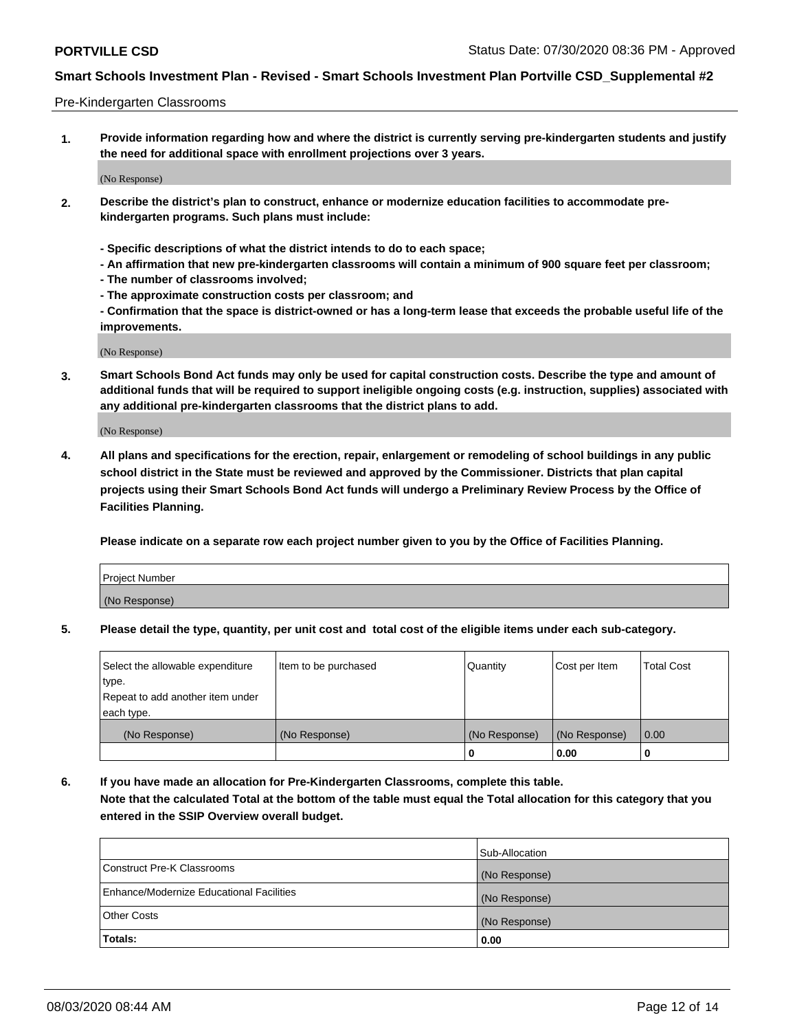Pre-Kindergarten Classrooms

**1. Provide information regarding how and where the district is currently serving pre-kindergarten students and justify the need for additional space with enrollment projections over 3 years.**

(No Response)

**2. Describe the district's plan to construct, enhance or modernize education facilities to accommodate pre-kindergarten programs. Such plans must include:**

**- Specific descriptions of what the district intends to do to each space;**
**- An affirmation that new pre-kindergarten classrooms will contain a minimum of 900 square feet per classroom;**
**- The number of classrooms involved;**
**- The approximate construction costs per classroom; and**
**- Confirmation that the space is district-owned or has a long-term lease that exceeds the probable useful life of the improvements.**

(No Response)

**3. Smart Schools Bond Act funds may only be used for capital construction costs. Describe the type and amount of additional funds that will be required to support ineligible ongoing costs (e.g. instruction, supplies) associated with any additional pre-kindergarten classrooms that the district plans to add.**

(No Response)

**4. All plans and specifications for the erection, repair, enlargement or remodeling of school buildings in any public school district in the State must be reviewed and approved by the Commissioner. Districts that plan capital projects using their Smart Schools Bond Act funds will undergo a Preliminary Review Process by the Office of Facilities Planning.**

**Please indicate on a separate row each project number given to you by the Office of Facilities Planning.**

| Project Number |
| --- |
| (No Response) |

**5. Please detail the type, quantity, per unit cost and total cost of the eligible items under each sub-category.**

| Select the allowable expenditure type. Repeat to add another item under each type. | Item to be purchased | Quantity | Cost per Item | Total Cost |
| --- | --- | --- | --- | --- |
| (No Response) | (No Response) | (No Response) | (No Response) | 0.00 |
| | | 0 | 0.00 | 0 |

**6. If you have made an allocation for Pre-Kindergarten Classrooms, complete this table. Note that the calculated Total at the bottom of the table must equal the Total allocation for this category that you entered in the SSIP Overview overall budget.**

| | Sub-Allocation |
| --- | --- |
| Construct Pre-K Classrooms | (No Response) |
| Enhance/Modernize Educational Facilities | (No Response) |
| Other Costs | (No Response) |
| **Totals:** | **0.00** |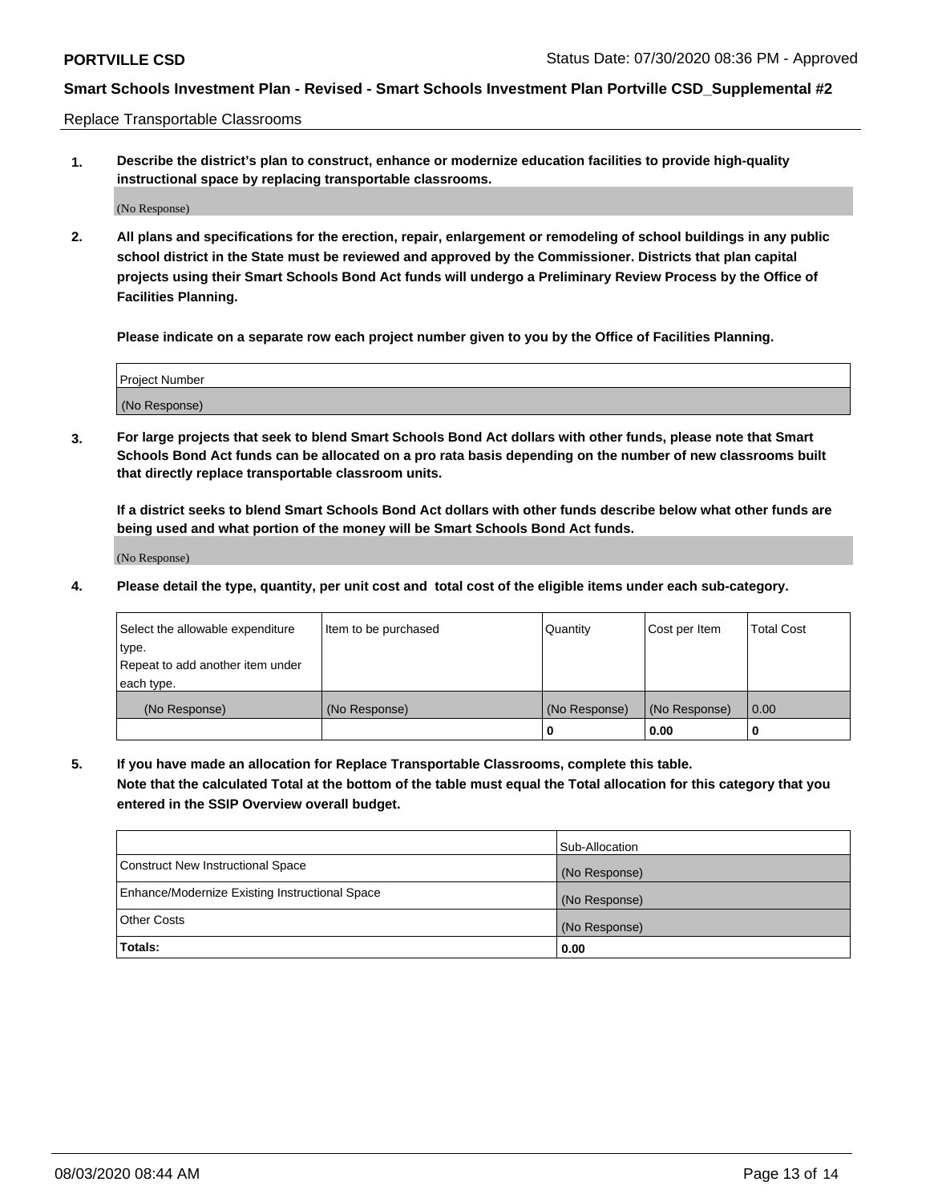Replace Transportable Classrooms

1. **Describe the district's plan to construct, enhance or modernize education facilities to provide high-quality instructional space by replacing transportable classrooms.**

(No Response)

2. **All plans and specifications for the erection, repair, enlargement or remodeling of school buildings in any public school district in the State must be reviewed and approved by the Commissioner. Districts that plan capital projects using their Smart Schools Bond Act funds will undergo a Preliminary Review Process by the Office of Facilities Planning.**

**Please indicate on a separate row each project number given to you by the Office of Facilities Planning.**

| Project Number |
|---|
| (No Response) |

3. **For large projects that seek to blend Smart Schools Bond Act dollars with other funds, please note that Smart Schools Bond Act funds can be allocated on a pro rata basis depending on the number of new classrooms built that directly replace transportable classroom units.**

**If a district seeks to blend Smart Schools Bond Act dollars with other funds describe below what other funds are being used and what portion of the money will be Smart Schools Bond Act funds.**

(No Response)

4. **Please detail the type, quantity, per unit cost and total cost of the eligible items under each sub-category.**

| Select the allowable expenditure type. Repeat to add another item under each type. | Item to be purchased | Quantity | Cost per Item | Total Cost |
|---|---|---|---|---|
| (No Response) | (No Response) | (No Response) | (No Response) | 0.00 |
| | | 0 | 0.00 | 0 |

5. **If you have made an allocation for Replace Transportable Classrooms, complete this table. Note that the calculated Total at the bottom of the table must equal the Total allocation for this category that you entered in the SSIP Overview overall budget.**

| | Sub-Allocation |
|---|---|
| Construct New Instructional Space | (No Response) |
| Enhance/Modernize Existing Instructional Space | (No Response) |
| Other Costs | (No Response) |
| **Totals:** | **0.00** |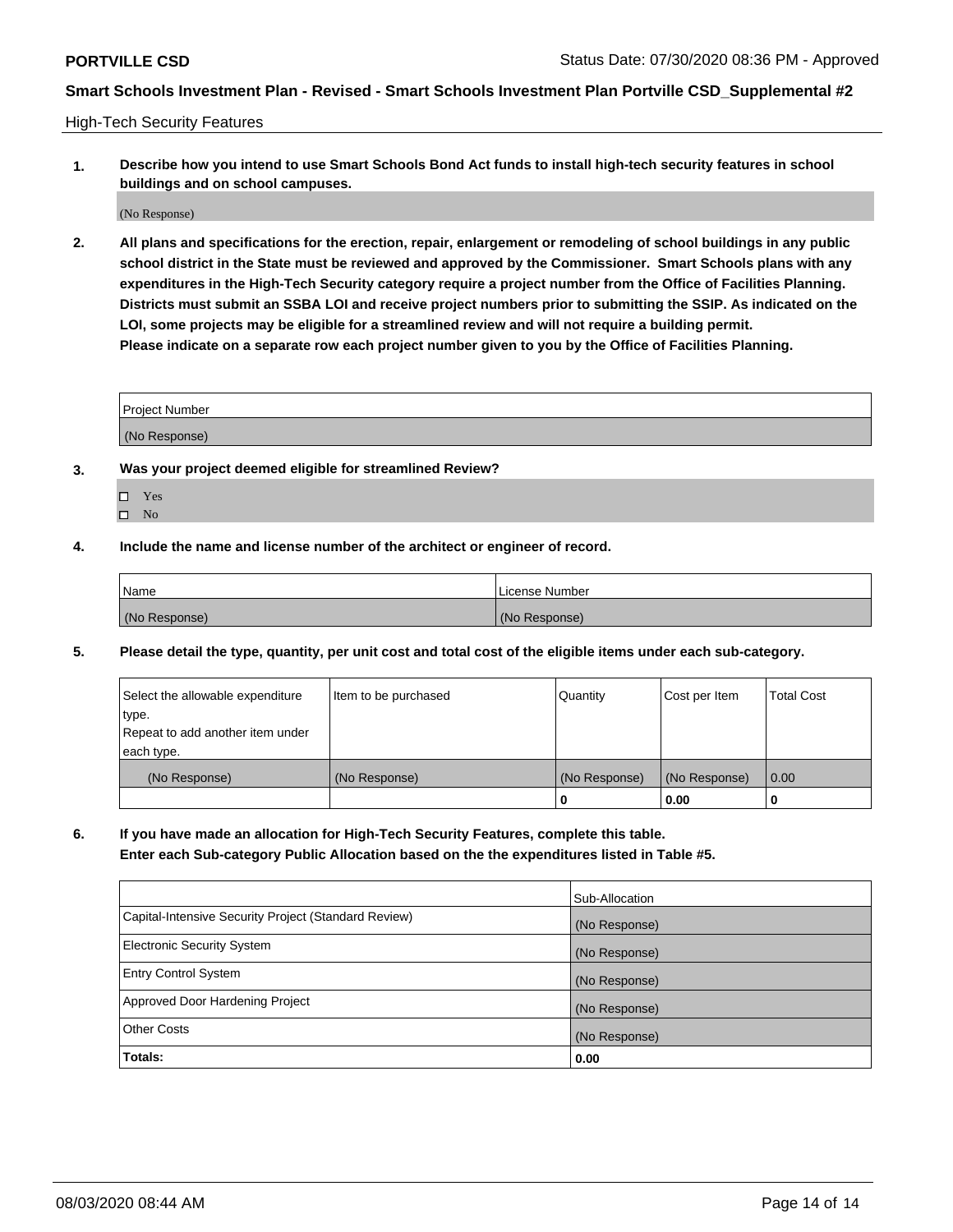**PORTVILLE CSD** Status Date: 07/30/2020 08:36 PM - Approved

## Smart Schools Investment Plan - Revised - Smart Schools Investment Plan Portville CSD_Supplemental #2

High-Tech Security Features

**1. Describe how you intend to use Smart Schools Bond Act funds to install high-tech security features in school buildings and on school campuses.**

(No Response)

**2. All plans and specifications for the erection, repair, enlargement or remodeling of school buildings in any public school district in the State must be reviewed and approved by the Commissioner. Smart Schools plans with any expenditures in the High-Tech Security category require a project number from the Office of Facilities Planning. Districts must submit an SSBA LOI and receive project numbers prior to submitting the SSIP. As indicated on the LOI, some projects may be eligible for a streamlined review and will not require a building permit. Please indicate on a separate row each project number given to you by the Office of Facilities Planning.**

| Project Number |
|---|
| (No Response) |

**3. Was your project deemed eligible for streamlined Review?**

- ☐ Yes
- ☐ No

**4. Include the name and license number of the architect or engineer of record.**

| Name | License Number |
|---|---|
| (No Response) | (No Response) |

**5. Please detail the type, quantity, per unit cost and total cost of the eligible items under each sub-category.**

| Select the allowable expenditure type. Repeat to add another item under each type. | Item to be purchased | Quantity | Cost per Item | Total Cost |
|---|---|---|---|---|
| (No Response) | (No Response) | (No Response) | (No Response) | 0.00 |
| | | 0 | 0.00 | 0 |

**6. If you have made an allocation for High-Tech Security Features, complete this table. Enter each Sub-category Public Allocation based on the the expenditures listed in Table #5.**

| | Sub-Allocation |
|---|---|
| Capital-Intensive Security Project (Standard Review) | (No Response) |
| Electronic Security System | (No Response) |
| Entry Control System | (No Response) |
| Approved Door Hardening Project | (No Response) |
| Other Costs | (No Response) |
| **Totals:** | **0.00** |

08/03/2020 08:44 AM